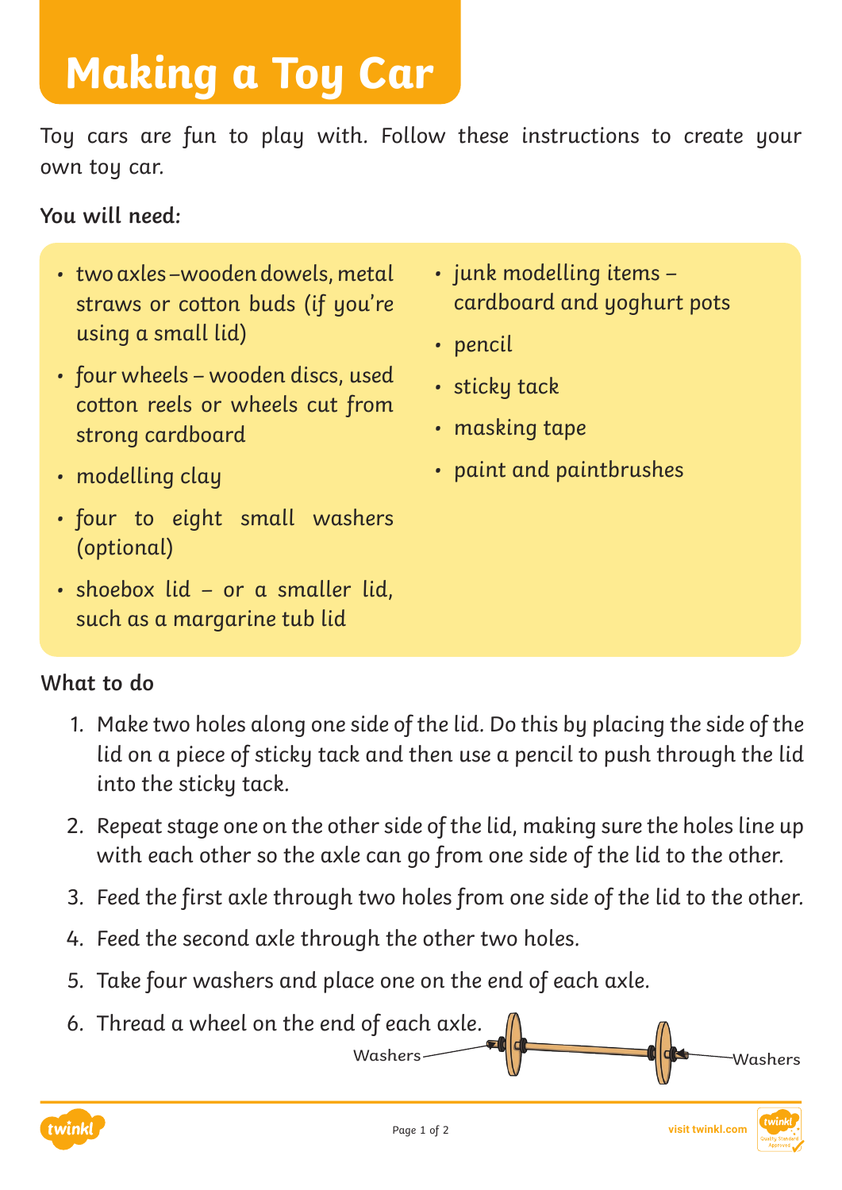# Making a Toy Car

Toy cars are fun to play with. Follow these instructions to create your own toy car.

**You will need:**

- two axles –wooden dowels, metal straws or cotton buds (if you're using a small lid)
- four wheels – wooden discs, used cotton reels or wheels cut from strong cardboard
- modelling clay
- four to eight small washers (optional)
- shoebox lid – or a smaller lid, such as a margarine tub lid
- junk modelling items – cardboard and yoghurt pots
- pencil
- sticky tack
- masking tape
- paint and paintbrushes

**What to do**

1. Make two holes along one side of the lid. Do this by placing the side of the lid on a piece of sticky tack and then use a pencil to push through the lid into the sticky tack.
2. Repeat stage one on the other side of the lid, making sure the holes line up with each other so the axle can go from one side of the lid to the other.
3. Feed the first axle through two holes from one side of the lid to the other.
4. Feed the second axle through the other two holes.
5. Take four washers and place one on the end of each axle.
6. Thread a wheel on the end of each axle.

Washers Washers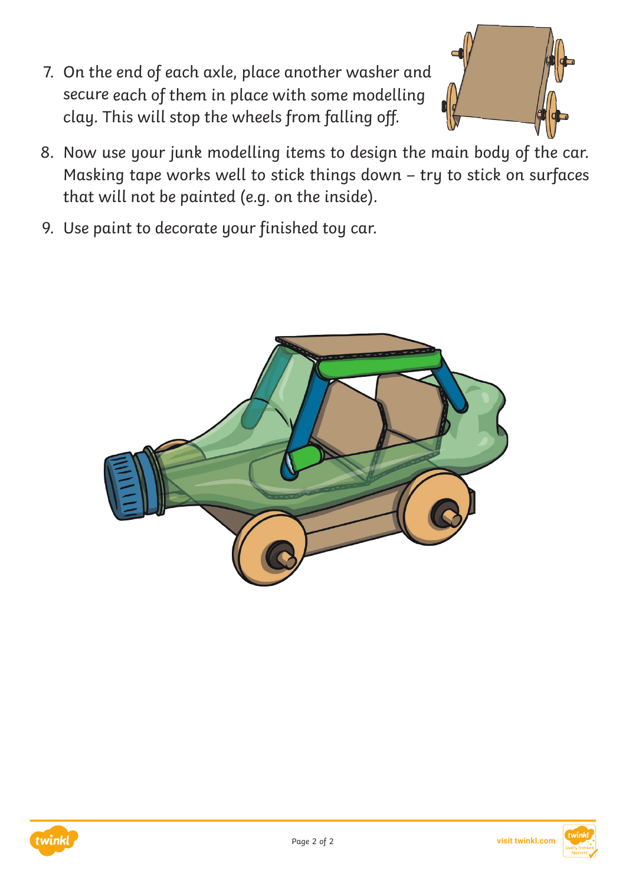7. On the end of each axle, place another washer and secure each of them in place with some modelling clay. This will stop the wheels from falling off.
8. Now use your junk modelling items to design the main body of the car. Masking tape works well to stick things down – try to stick on surfaces that will not be painted (e.g. on the inside).
9. Use paint to decorate your finished toy car.